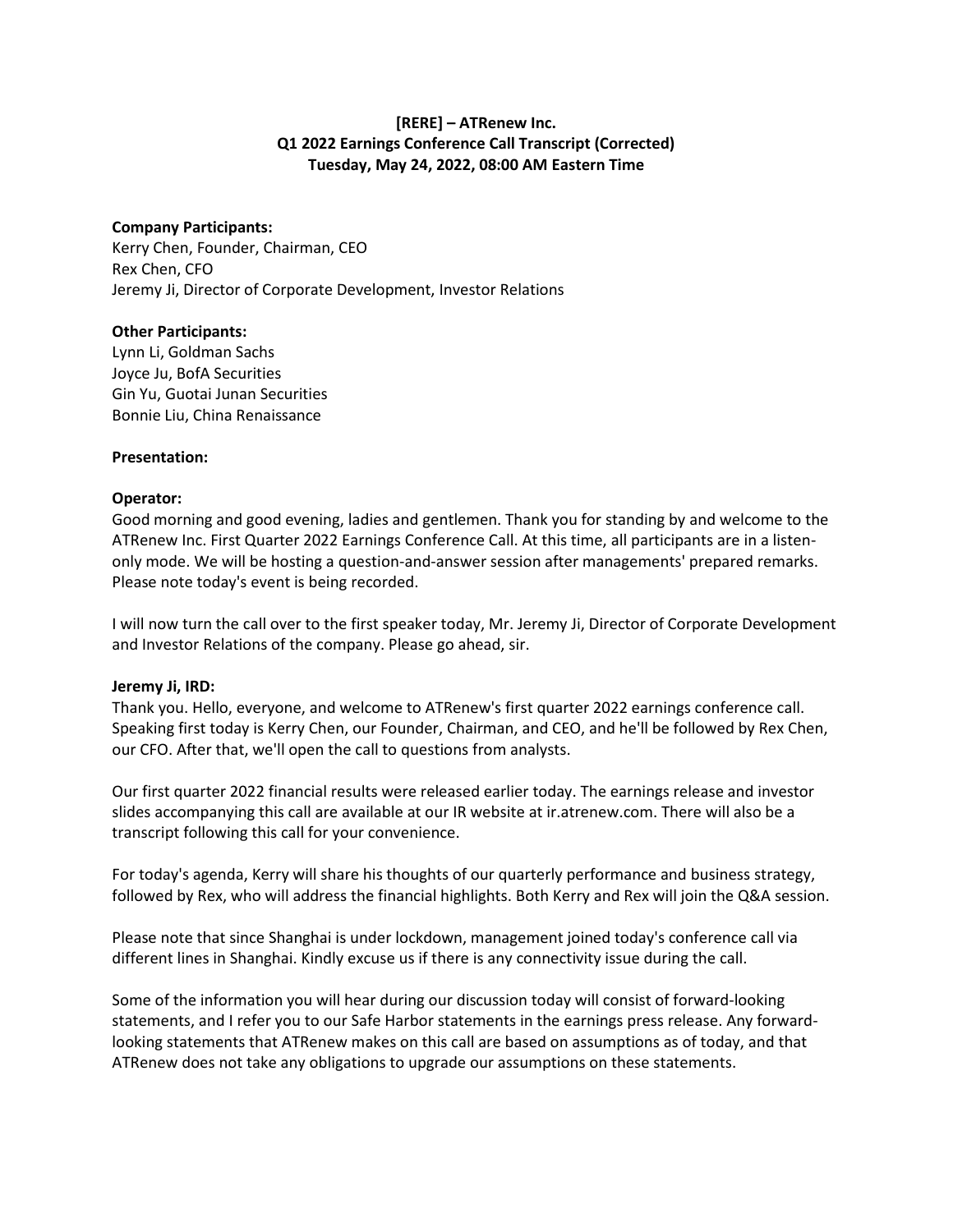# [RERE] – ATRenew Inc.
# Q1 2022 Earnings Conference Call Transcript (Corrected)
# Tuesday, May 24, 2022, 08:00 AM Eastern Time

**Company Participants:**
Kerry Chen, Founder, Chairman, CEO
Rex Chen, CFO
Jeremy Ji, Director of Corporate Development, Investor Relations

**Other Participants:**
Lynn Li, Goldman Sachs
Joyce Ju, BofA Securities
Gin Yu, Guotai Junan Securities
Bonnie Liu, China Renaissance

**Presentation:**

**Operator:**
Good morning and good evening, ladies and gentlemen. Thank you for standing by and welcome to the ATRenew Inc. First Quarter 2022 Earnings Conference Call. At this time, all participants are in a listen-only mode. We will be hosting a question-and-answer session after managements' prepared remarks. Please note today's event is being recorded.

I will now turn the call over to the first speaker today, Mr. Jeremy Ji, Director of Corporate Development and Investor Relations of the company. Please go ahead, sir.

**Jeremy Ji, IRD:**
Thank you. Hello, everyone, and welcome to ATRenew's first quarter 2022 earnings conference call. Speaking first today is Kerry Chen, our Founder, Chairman, and CEO, and he'll be followed by Rex Chen, our CFO. After that, we'll open the call to questions from analysts.

Our first quarter 2022 financial results were released earlier today. The earnings release and investor slides accompanying this call are available at our IR website at ir.atrenew.com. There will also be a transcript following this call for your convenience.

For today's agenda, Kerry will share his thoughts of our quarterly performance and business strategy, followed by Rex, who will address the financial highlights. Both Kerry and Rex will join the Q&A session.

Please note that since Shanghai is under lockdown, management joined today's conference call via different lines in Shanghai. Kindly excuse us if there is any connectivity issue during the call.

Some of the information you will hear during our discussion today will consist of forward-looking statements, and I refer you to our Safe Harbor statements in the earnings press release. Any forward-looking statements that ATRenew makes on this call are based on assumptions as of today, and that ATRenew does not take any obligations to upgrade our assumptions on these statements.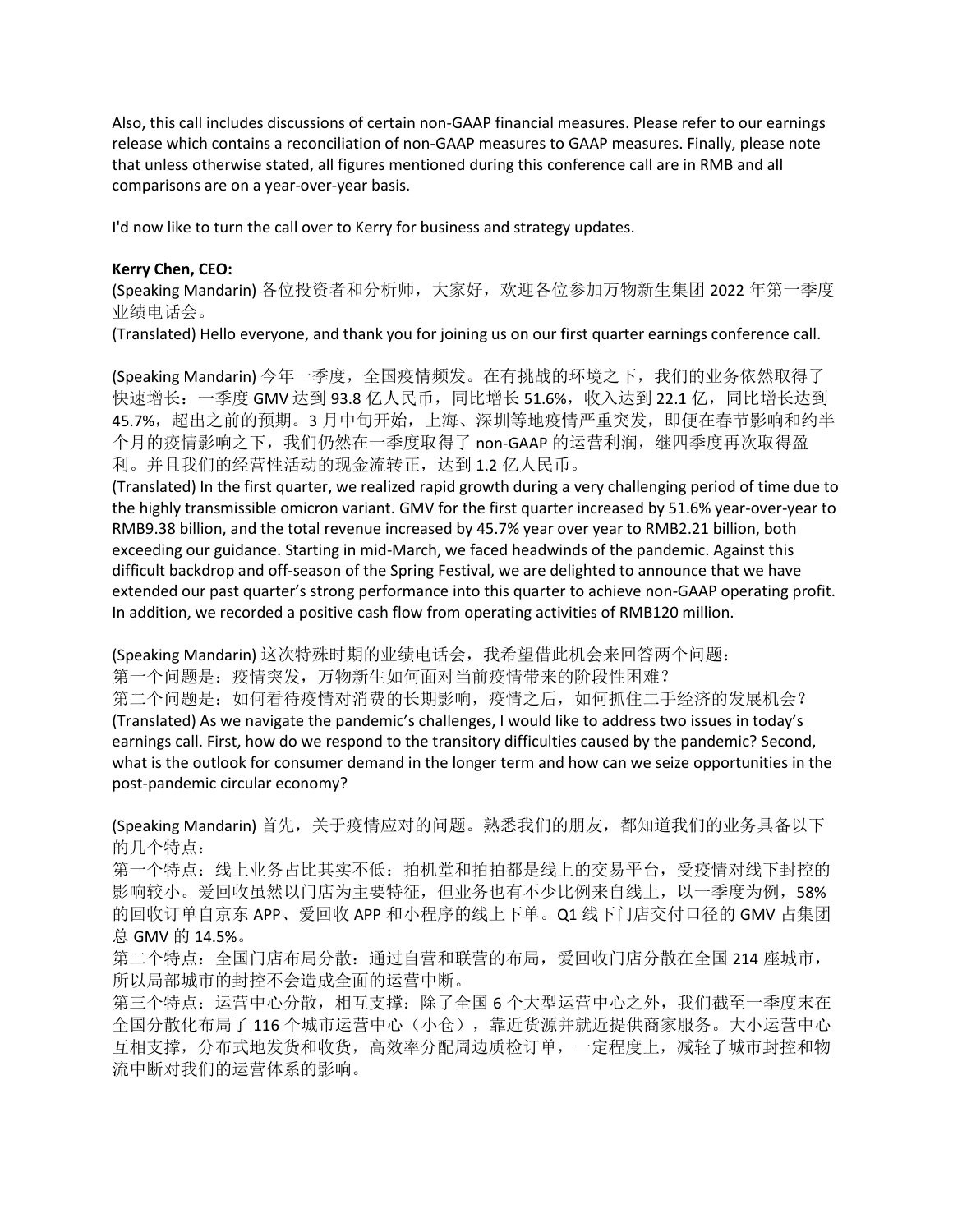Also, this call includes discussions of certain non-GAAP financial measures. Please refer to our earnings release which contains a reconciliation of non-GAAP measures to GAAP measures. Finally, please note that unless otherwise stated, all figures mentioned during this conference call are in RMB and all comparisons are on a year-over-year basis.

I'd now like to turn the call over to Kerry for business and strategy updates.

**Kerry Chen, CEO:**

(Speaking Mandarin) 各位投资者和分析师，大家好，欢迎各位参加万物新生集团 2022 年第一季度业绩电话会。

(Translated) Hello everyone, and thank you for joining us on our first quarter earnings conference call.

(Speaking Mandarin) 今年一季度，全国疫情频发。在有挑战的环境之下，我们的业务依然取得了快速增长：一季度 GMV 达到 93.8 亿人民币，同比增长 51.6%，收入达到 22.1 亿，同比增长达到 45.7%，超出之前的预期。3 月中旬开始，上海、深圳等地疫情严重突发，即便在春节影响和约半个月的疫情影响之下，我们仍然在一季度取得了 non-GAAP 的运营利润，继四季度再次取得盈利。并且我们的经营性活动的现金流转正，达到 1.2 亿人民币。

(Translated) In the first quarter, we realized rapid growth during a very challenging period of time due to the highly transmissible omicron variant. GMV for the first quarter increased by 51.6% year-over-year to RMB9.38 billion, and the total revenue increased by 45.7% year over year to RMB2.21 billion, both exceeding our guidance. Starting in mid-March, we faced headwinds of the pandemic. Against this difficult backdrop and off-season of the Spring Festival, we are delighted to announce that we have extended our past quarter's strong performance into this quarter to achieve non-GAAP operating profit. In addition, we recorded a positive cash flow from operating activities of RMB120 million.

(Speaking Mandarin) 这次特殊时期的业绩电话会，我希望借此机会来回答两个问题：
第一个问题是：疫情突发，万物新生如何面对当前疫情带来的阶段性困难？
第二个问题是：如何看待疫情对消费的长期影响，疫情之后，如何抓住二手经济的发展机会？

(Translated) As we navigate the pandemic's challenges, I would like to address two issues in today's earnings call. First, how do we respond to the transitory difficulties caused by the pandemic? Second, what is the outlook for consumer demand in the longer term and how can we seize opportunities in the post-pandemic circular economy?

(Speaking Mandarin) 首先，关于疫情应对的问题。熟悉我们的朋友，都知道我们的业务具备以下的几个特点：
第一个特点：线上业务占比其实不低：拍机堂和拍拍都是线上的交易平台，受疫情对线下封控的影响较小。爱回收虽然以门店为主要特征，但业务也有不少比例来自线上，以一季度为例，58% 的回收订单自京东 APP、爱回收 APP 和小程序的线上下单。Q1 线下门店交付口径的 GMV 占集团总 GMV 的 14.5%。
第二个特点：全国门店布局分散：通过自营和联营的布局，爱回收门店分散在全国 214 座城市，所以局部城市的封控不会造成全面的运营中断。
第三个特点：运营中心分散，相互支撑：除了全国 6 个大型运营中心之外，我们截至一季度末在全国分散化布局了 116 个城市运营中心（小仓），靠近货源并就近提供商家服务。大小运营中心互相支撑，分布式地发货和收货，高效率分配周边质检订单，一定程度上，减轻了城市封控和物流中断对我们的运营体系的影响。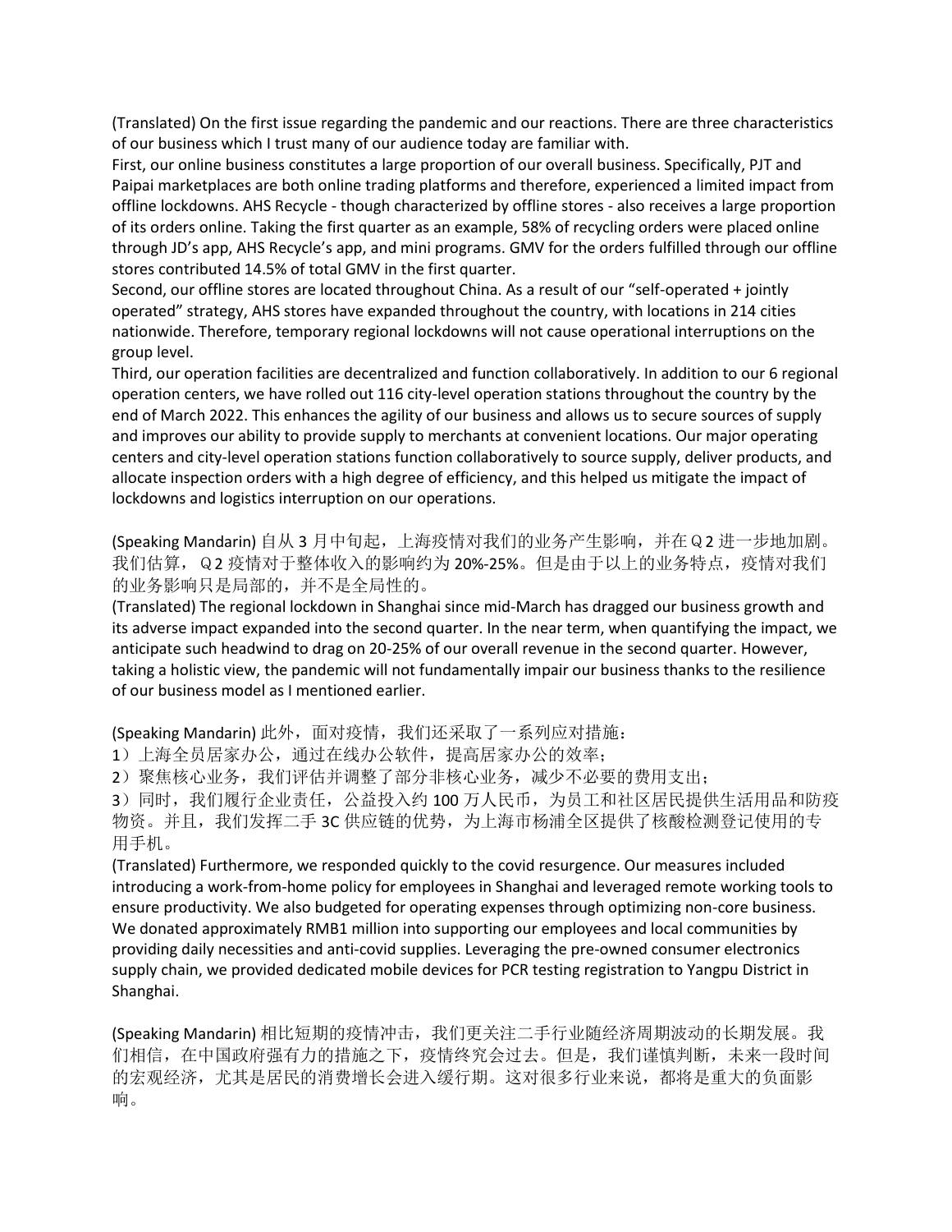(Translated) On the first issue regarding the pandemic and our reactions. There are three characteristics of our business which I trust many of our audience today are familiar with.

First, our online business constitutes a large proportion of our overall business. Specifically, PJT and Paipai marketplaces are both online trading platforms and therefore, experienced a limited impact from offline lockdowns. AHS Recycle - though characterized by offline stores - also receives a large proportion of its orders online. Taking the first quarter as an example, 58% of recycling orders were placed online through JD's app, AHS Recycle's app, and mini programs. GMV for the orders fulfilled through our offline stores contributed 14.5% of total GMV in the first quarter.

Second, our offline stores are located throughout China. As a result of our "self-operated + jointly operated" strategy, AHS stores have expanded throughout the country, with locations in 214 cities nationwide. Therefore, temporary regional lockdowns will not cause operational interruptions on the group level.

Third, our operation facilities are decentralized and function collaboratively. In addition to our 6 regional operation centers, we have rolled out 116 city-level operation stations throughout the country by the end of March 2022. This enhances the agility of our business and allows us to secure sources of supply and improves our ability to provide supply to merchants at convenient locations. Our major operating centers and city-level operation stations function collaboratively to source supply, deliver products, and allocate inspection orders with a high degree of efficiency, and this helped us mitigate the impact of lockdowns and logistics interruption on our operations.

(Speaking Mandarin) 自从 3 月中旬起，上海疫情对我们的业务产生影响，并在Ｑ2 进一步地加剧。我们估算，Ｑ2 疫情对于整体收入的影响约为 20%-25%。但是由于以上的业务特点，疫情对我们的业务影响只是局部的，并不是全局性的。

(Translated) The regional lockdown in Shanghai since mid-March has dragged our business growth and its adverse impact expanded into the second quarter. In the near term, when quantifying the impact, we anticipate such headwind to drag on 20-25% of our overall revenue in the second quarter. However, taking a holistic view, the pandemic will not fundamentally impair our business thanks to the resilience of our business model as I mentioned earlier.

(Speaking Mandarin) 此外，面对疫情，我们还采取了一系列应对措施：

1）上海全员居家办公，通过在线办公软件，提高居家办公的效率；

2）聚焦核心业务，我们评估并调整了部分非核心业务，减少不必要的费用支出；

3）同时，我们履行企业责任，公益投入约 100 万人民币，为员工和社区居民提供生活用品和防疫物资。并且，我们发挥二手 3C 供应链的优势，为上海市杨浦全区提供了核酸检测登记使用的专用手机。

(Translated) Furthermore, we responded quickly to the covid resurgence. Our measures included introducing a work-from-home policy for employees in Shanghai and leveraged remote working tools to ensure productivity. We also budgeted for operating expenses through optimizing non-core business. We donated approximately RMB1 million into supporting our employees and local communities by providing daily necessities and anti-covid supplies. Leveraging the pre-owned consumer electronics supply chain, we provided dedicated mobile devices for PCR testing registration to Yangpu District in Shanghai.

(Speaking Mandarin) 相比短期的疫情冲击，我们更关注二手行业随经济周期波动的长期发展。我们相信，在中国政府强有力的措施之下，疫情终究会过去。但是，我们谨慎判断，未来一段时间的宏观经济，尤其是居民的消费增长会进入缓行期。这对很多行业来说，都将是重大的负面影响。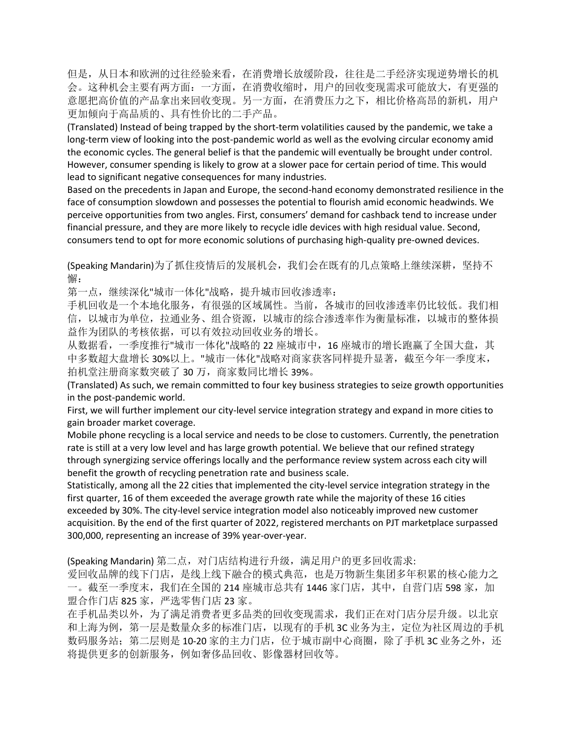但是，从日本和欧洲的过往经验来看，在消费增长放缓阶段，往往是二手经济实现逆势增长的机会。这种机会主要有两方面：一方面，在消费收缩时，用户的回收变现需求可能放大，有更强的意愿把高价值的产品拿出来回收变现。另一方面，在消费压力之下，相比价格高昂的新机，用户更加倾向于高品质的、具有性价比的二手产品。

(Translated) Instead of being trapped by the short-term volatilities caused by the pandemic, we take a long-term view of looking into the post-pandemic world as well as the evolving circular economy amid the economic cycles. The general belief is that the pandemic will eventually be brought under control. However, consumer spending is likely to grow at a slower pace for certain period of time. This would lead to significant negative consequences for many industries.

Based on the precedents in Japan and Europe, the second-hand economy demonstrated resilience in the face of consumption slowdown and possesses the potential to flourish amid economic headwinds. We perceive opportunities from two angles. First, consumers' demand for cashback tend to increase under financial pressure, and they are more likely to recycle idle devices with high residual value. Second, consumers tend to opt for more economic solutions of purchasing high-quality pre-owned devices.

(Speaking Mandarin)为了抓住疫情后的发展机会，我们会在既有的几点策略上继续深耕，坚持不懈：

第一点，继续深化"城市一体化"战略，提升城市回收渗透率：

手机回收是一个本地化服务，有很强的区域属性。当前，各城市的回收渗透率仍比较低。我们相信，以城市为单位，拉通业务、组合资源，以城市的综合渗透率作为衡量标准，以城市的整体损益作为团队的考核依据，可以有效拉动回收业务的增长。

从数据看，一季度推行"城市一体化"战略的 22 座城市中，16 座城市的增长跑赢了全国大盘，其中多数超大盘增长 30%以上。"城市一体化"战略对商家获客同样提升显著，截至今年一季度末，拍机堂注册商家数突破了 30 万，商家数同比增长 39%。

(Translated) As such, we remain committed to four key business strategies to seize growth opportunities in the post-pandemic world.

First, we will further implement our city-level service integration strategy and expand in more cities to gain broader market coverage.

Mobile phone recycling is a local service and needs to be close to customers. Currently, the penetration rate is still at a very low level and has large growth potential. We believe that our refined strategy through synergizing service offerings locally and the performance review system across each city will benefit the growth of recycling penetration rate and business scale.

Statistically, among all the 22 cities that implemented the city-level service integration strategy in the first quarter, 16 of them exceeded the average growth rate while the majority of these 16 cities exceeded by 30%. The city-level service integration model also noticeably improved new customer acquisition. By the end of the first quarter of 2022, registered merchants on PJT marketplace surpassed 300,000, representing an increase of 39% year-over-year.

(Speaking Mandarin) 第二点，对门店结构进行升级，满足用户的更多回收需求:

爱回收品牌的线下门店，是线上线下融合的模式典范，也是万物新生集团多年积累的核心能力之一。截至一季度末，我们在全国的 214 座城市总共有 1446 家门店，其中，自营门店 598 家，加盟合作门店 825 家，严选零售门店 23 家。

在手机品类以外，为了满足消费者更多品类的回收变现需求，我们正在对门店分层升级。以北京和上海为例，第一层是数量众多的标准门店，以现有的手机 3C 业务为主，定位为社区周边的手机数码服务站；第二层则是 10-20 家的主力门店，位于城市副中心商圈，除了手机 3C 业务之外，还将提供更多的创新服务，例如奢侈品回收、影像器材回收等。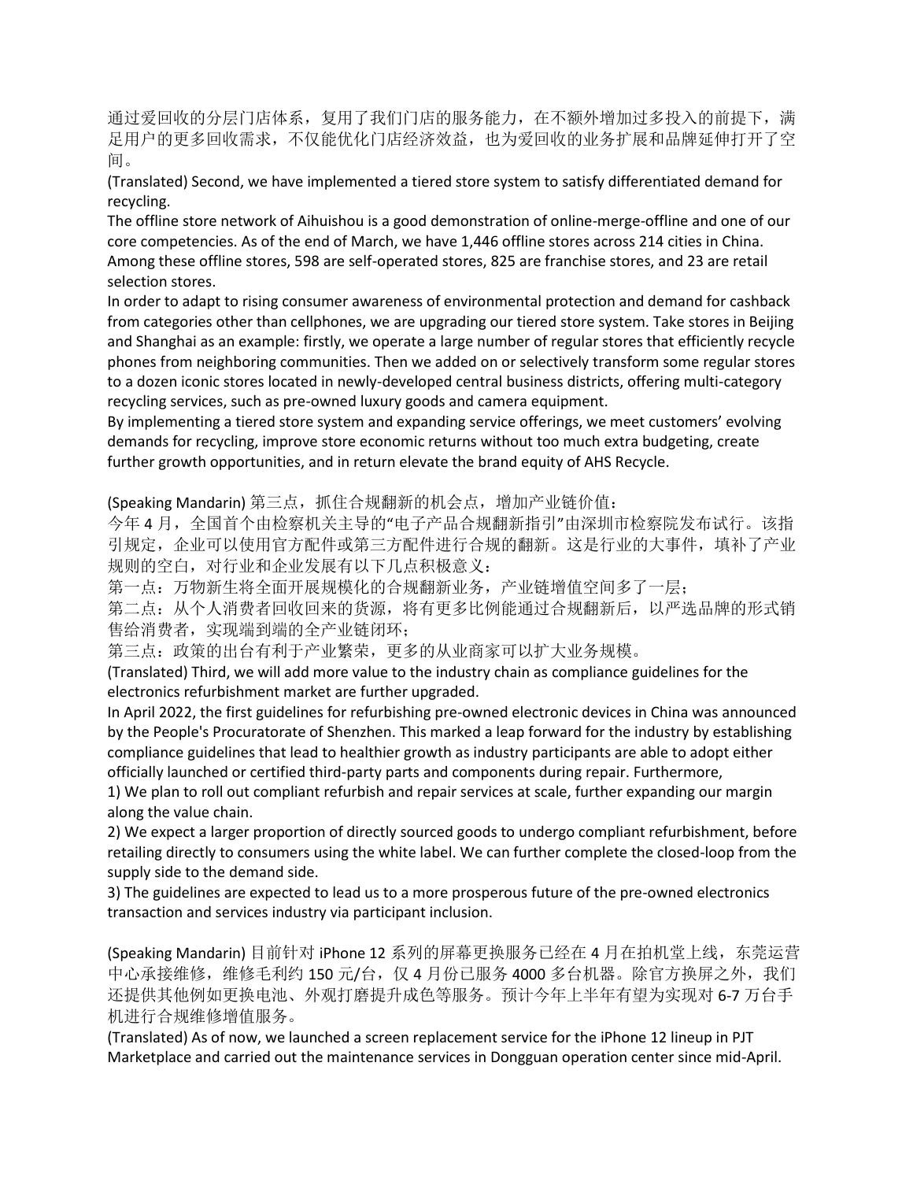通过爱回收的分层门店体系，复用了我们门店的服务能力，在不额外增加过多投入的前提下，满足用户的更多回收需求，不仅能优化门店经济效益，也为爱回收的业务扩展和品牌延伸打开了空间。

(Translated) Second, we have implemented a tiered store system to satisfy differentiated demand for recycling.

The offline store network of Aihuishou is a good demonstration of online-merge-offline and one of our core competencies. As of the end of March, we have 1,446 offline stores across 214 cities in China. Among these offline stores, 598 are self-operated stores, 825 are franchise stores, and 23 are retail selection stores.

In order to adapt to rising consumer awareness of environmental protection and demand for cashback from categories other than cellphones, we are upgrading our tiered store system. Take stores in Beijing and Shanghai as an example: firstly, we operate a large number of regular stores that efficiently recycle phones from neighboring communities. Then we added on or selectively transform some regular stores to a dozen iconic stores located in newly-developed central business districts, offering multi-category recycling services, such as pre-owned luxury goods and camera equipment.

By implementing a tiered store system and expanding service offerings, we meet customers' evolving demands for recycling, improve store economic returns without too much extra budgeting, create further growth opportunities, and in return elevate the brand equity of AHS Recycle.

(Speaking Mandarin) 第三点，抓住合规翻新的机会点，增加产业链价值：

今年 4 月，全国首个由检察机关主导的"电子产品合规翻新指引"由深圳市检察院发布试行。该指引规定，企业可以使用官方配件或第三方配件进行合规的翻新。这是行业的大事件，填补了产业规则的空白，对行业和企业发展有以下几点积极意义：

第一点：万物新生将全面开展规模化的合规翻新业务，产业链增值空间多了一层；

第二点：从个人消费者回收回来的货源，将有更多比例能通过合规翻新后，以严选品牌的形式销售给消费者，实现端到端的全产业链闭环；

第三点：政策的出台有利于产业繁荣，更多的从业商家可以扩大业务规模。

(Translated) Third, we will add more value to the industry chain as compliance guidelines for the electronics refurbishment market are further upgraded.

In April 2022, the first guidelines for refurbishing pre-owned electronic devices in China was announced by the People's Procuratorate of Shenzhen. This marked a leap forward for the industry by establishing compliance guidelines that lead to healthier growth as industry participants are able to adopt either officially launched or certified third-party parts and components during repair. Furthermore,

1) We plan to roll out compliant refurbish and repair services at scale, further expanding our margin along the value chain.

2) We expect a larger proportion of directly sourced goods to undergo compliant refurbishment, before retailing directly to consumers using the white label. We can further complete the closed-loop from the supply side to the demand side.

3) The guidelines are expected to lead us to a more prosperous future of the pre-owned electronics transaction and services industry via participant inclusion.

(Speaking Mandarin) 目前针对 iPhone 12 系列的屏幕更换服务已经在 4 月在拍机堂上线，东莞运营中心承接维修，维修毛利约 150 元/台，仅 4 月份已服务 4000 多台机器。除官方换屏之外，我们还提供其他例如更换电池、外观打磨提升成色等服务。预计今年上半年有望为实现对 6-7 万台手机进行合规维修增值服务。

(Translated) As of now, we launched a screen replacement service for the iPhone 12 lineup in PJT Marketplace and carried out the maintenance services in Dongguan operation center since mid-April.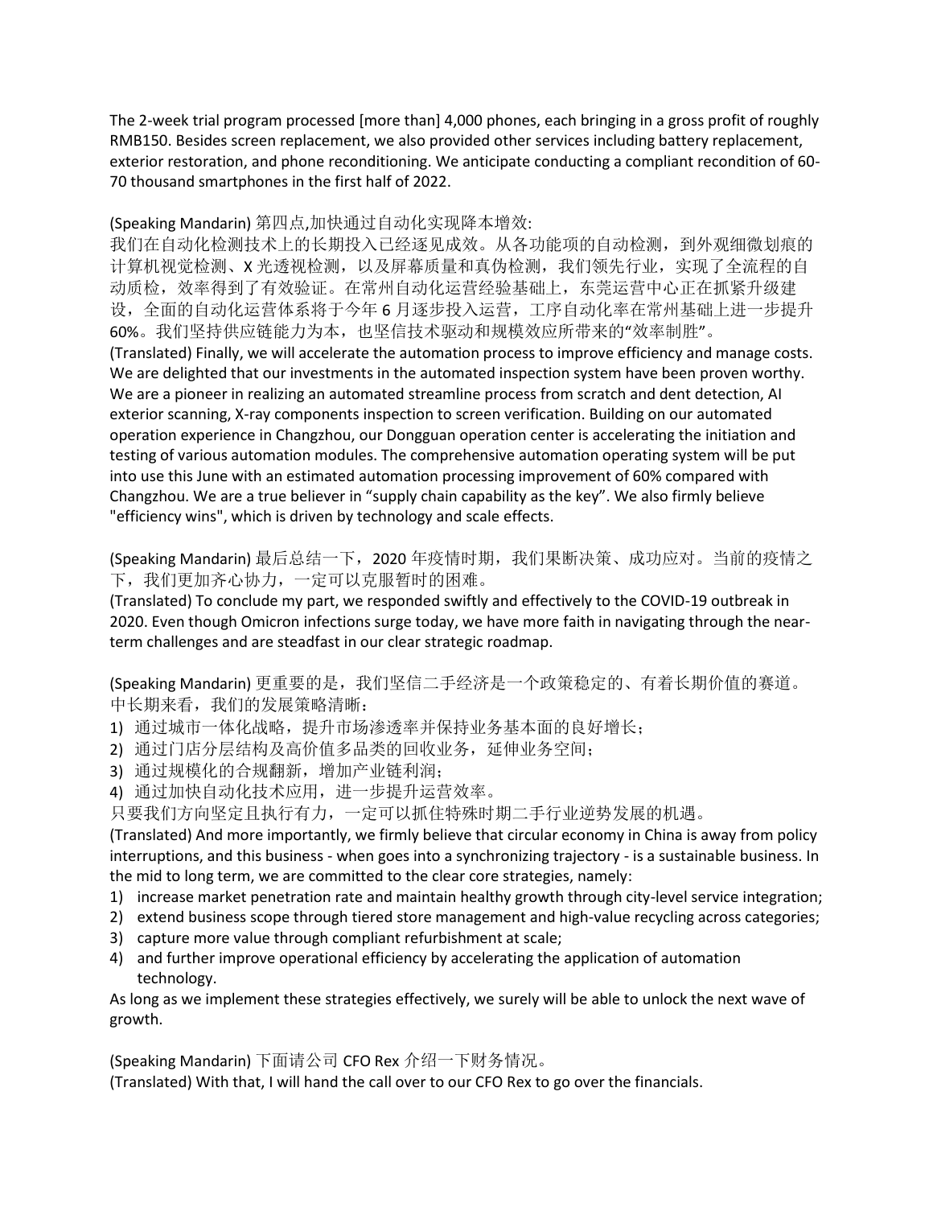The 2-week trial program processed [more than] 4,000 phones, each bringing in a gross profit of roughly RMB150. Besides screen replacement, we also provided other services including battery replacement, exterior restoration, and phone reconditioning. We anticipate conducting a compliant recondition of 60-70 thousand smartphones in the first half of 2022.

(Speaking Mandarin) 第四点,加快通过自动化实现降本增效:
我们在自动化检测技术上的长期投入已经逐见成效。从各功能项的自动检测，到外观细微划痕的计算机视觉检测、X 光透视检测，以及屏幕质量和真伪检测，我们领先行业，实现了全流程的自动质检，效率得到了有效验证。在常州自动化运营经验基础上，东莞运营中心正在抓紧升级建设，全面的自动化运营体系将于今年 6 月逐步投入运营，工序自动化率在常州基础上进一步提升 60%。我们坚持供应链能力为本，也坚信技术驱动和规模效应所带来的"效率制胜"。
(Translated) Finally, we will accelerate the automation process to improve efficiency and manage costs. We are delighted that our investments in the automated inspection system have been proven worthy. We are a pioneer in realizing an automated streamline process from scratch and dent detection, AI exterior scanning, X-ray components inspection to screen verification. Building on our automated operation experience in Changzhou, our Dongguan operation center is accelerating the initiation and testing of various automation modules. The comprehensive automation operating system will be put into use this June with an estimated automation processing improvement of 60% compared with Changzhou. We are a true believer in "supply chain capability as the key". We also firmly believe "efficiency wins", which is driven by technology and scale effects.

(Speaking Mandarin) 最后总结一下，2020 年疫情时期，我们果断决策、成功应对。当前的疫情之下，我们更加齐心协力，一定可以克服暂时的困难。
(Translated) To conclude my part, we responded swiftly and effectively to the COVID-19 outbreak in 2020. Even though Omicron infections surge today, we have more faith in navigating through the near-term challenges and are steadfast in our clear strategic roadmap.

(Speaking Mandarin) 更重要的是，我们坚信二手经济是一个政策稳定的、有着长期价值的赛道。中长期来看，我们的发展策略清晰：

1) 通过城市一体化战略，提升市场渗透率并保持业务基本面的良好增长；
2) 通过门店分层结构及高价值多品类的回收业务，延伸业务空间；
3) 通过规模化的合规翻新，增加产业链利润；
4) 通过加快自动化技术应用，进一步提升运营效率。

只要我们方向坚定且执行有力，一定可以抓住特殊时期二手行业逆势发展的机遇。
(Translated) And more importantly, we firmly believe that circular economy in China is away from policy interruptions, and this business - when goes into a synchronizing trajectory - is a sustainable business. In the mid to long term, we are committed to the clear core strategies, namely:

1) increase market penetration rate and maintain healthy growth through city-level service integration;
2) extend business scope through tiered store management and high-value recycling across categories;
3) capture more value through compliant refurbishment at scale;
4) and further improve operational efficiency by accelerating the application of automation technology.

As long as we implement these strategies effectively, we surely will be able to unlock the next wave of growth.

(Speaking Mandarin) 下面请公司 CFO Rex 介绍一下财务情况。
(Translated) With that, I will hand the call over to our CFO Rex to go over the financials.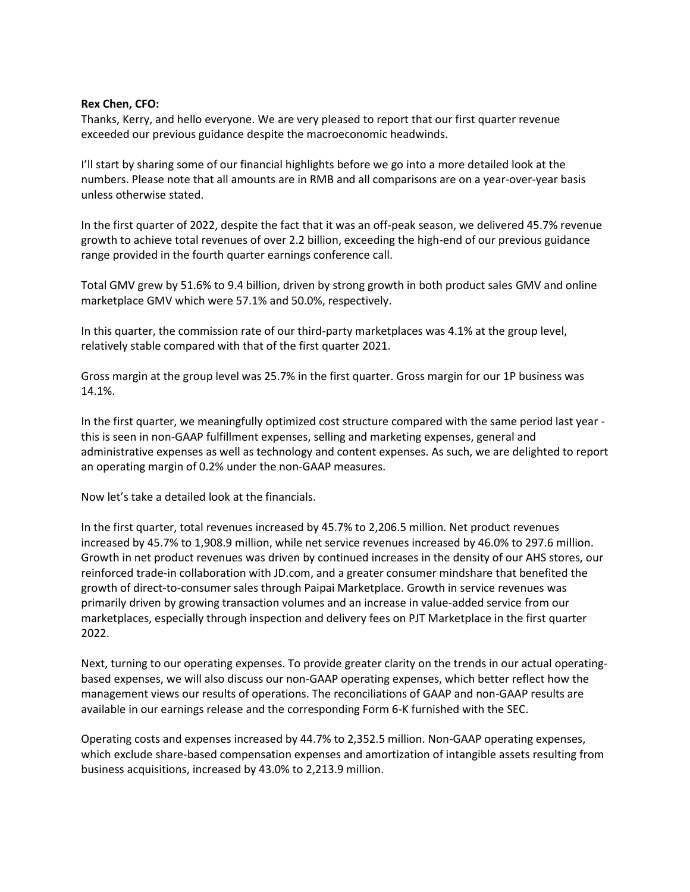**Rex Chen, CFO:**

Thanks, Kerry, and hello everyone. We are very pleased to report that our first quarter revenue exceeded our previous guidance despite the macroeconomic headwinds.

I'll start by sharing some of our financial highlights before we go into a more detailed look at the numbers. Please note that all amounts are in RMB and all comparisons are on a year-over-year basis unless otherwise stated.

In the first quarter of 2022, despite the fact that it was an off-peak season, we delivered 45.7% revenue growth to achieve total revenues of over 2.2 billion, exceeding the high-end of our previous guidance range provided in the fourth quarter earnings conference call.

Total GMV grew by 51.6% to 9.4 billion, driven by strong growth in both product sales GMV and online marketplace GMV which were 57.1% and 50.0%, respectively.

In this quarter, the commission rate of our third-party marketplaces was 4.1% at the group level, relatively stable compared with that of the first quarter 2021.

Gross margin at the group level was 25.7% in the first quarter. Gross margin for our 1P business was 14.1%.

In the first quarter, we meaningfully optimized cost structure compared with the same period last year - this is seen in non-GAAP fulfillment expenses, selling and marketing expenses, general and administrative expenses as well as technology and content expenses. As such, we are delighted to report an operating margin of 0.2% under the non-GAAP measures.

Now let's take a detailed look at the financials.

In the first quarter, total revenues increased by 45.7% to 2,206.5 million. Net product revenues increased by 45.7% to 1,908.9 million, while net service revenues increased by 46.0% to 297.6 million. Growth in net product revenues was driven by continued increases in the density of our AHS stores, our reinforced trade-in collaboration with JD.com, and a greater consumer mindshare that benefited the growth of direct-to-consumer sales through Paipai Marketplace. Growth in service revenues was primarily driven by growing transaction volumes and an increase in value-added service from our marketplaces, especially through inspection and delivery fees on PJT Marketplace in the first quarter 2022.

Next, turning to our operating expenses. To provide greater clarity on the trends in our actual operating-based expenses, we will also discuss our non-GAAP operating expenses, which better reflect how the management views our results of operations. The reconciliations of GAAP and non-GAAP results are available in our earnings release and the corresponding Form 6-K furnished with the SEC.

Operating costs and expenses increased by 44.7% to 2,352.5 million. Non-GAAP operating expenses, which exclude share-based compensation expenses and amortization of intangible assets resulting from business acquisitions, increased by 43.0% to 2,213.9 million.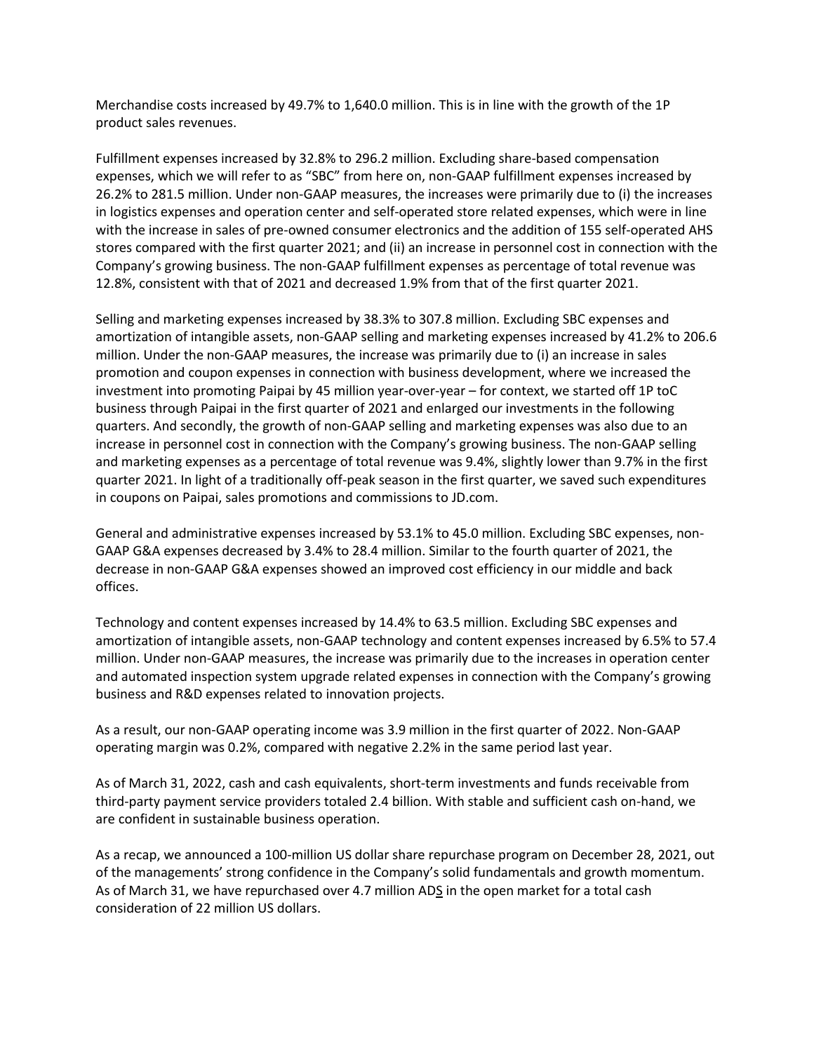Merchandise costs increased by 49.7% to 1,640.0 million. This is in line with the growth of the 1P product sales revenues.

Fulfillment expenses increased by 32.8% to 296.2 million. Excluding share-based compensation expenses, which we will refer to as "SBC" from here on, non-GAAP fulfillment expenses increased by 26.2% to 281.5 million. Under non-GAAP measures, the increases were primarily due to (i) the increases in logistics expenses and operation center and self-operated store related expenses, which were in line with the increase in sales of pre-owned consumer electronics and the addition of 155 self-operated AHS stores compared with the first quarter 2021; and (ii) an increase in personnel cost in connection with the Company's growing business. The non-GAAP fulfillment expenses as percentage of total revenue was 12.8%, consistent with that of 2021 and decreased 1.9% from that of the first quarter 2021.

Selling and marketing expenses increased by 38.3% to 307.8 million. Excluding SBC expenses and amortization of intangible assets, non-GAAP selling and marketing expenses increased by 41.2% to 206.6 million. Under the non-GAAP measures, the increase was primarily due to (i) an increase in sales promotion and coupon expenses in connection with business development, where we increased the investment into promoting Paipai by 45 million year-over-year – for context, we started off 1P toC business through Paipai in the first quarter of 2021 and enlarged our investments in the following quarters. And secondly, the growth of non-GAAP selling and marketing expenses was also due to an increase in personnel cost in connection with the Company's growing business. The non-GAAP selling and marketing expenses as a percentage of total revenue was 9.4%, slightly lower than 9.7% in the first quarter 2021. In light of a traditionally off-peak season in the first quarter, we saved such expenditures in coupons on Paipai, sales promotions and commissions to JD.com.

General and administrative expenses increased by 53.1% to 45.0 million. Excluding SBC expenses, non-GAAP G&A expenses decreased by 3.4% to 28.4 million. Similar to the fourth quarter of 2021, the decrease in non-GAAP G&A expenses showed an improved cost efficiency in our middle and back offices.

Technology and content expenses increased by 14.4% to 63.5 million. Excluding SBC expenses and amortization of intangible assets, non-GAAP technology and content expenses increased by 6.5% to 57.4 million. Under non-GAAP measures, the increase was primarily due to the increases in operation center and automated inspection system upgrade related expenses in connection with the Company's growing business and R&D expenses related to innovation projects.

As a result, our non-GAAP operating income was 3.9 million in the first quarter of 2022. Non-GAAP operating margin was 0.2%, compared with negative 2.2% in the same period last year.

As of March 31, 2022, cash and cash equivalents, short-term investments and funds receivable from third-party payment service providers totaled 2.4 billion. With stable and sufficient cash on-hand, we are confident in sustainable business operation.

As a recap, we announced a 100-million US dollar share repurchase program on December 28, 2021, out of the managements' strong confidence in the Company's solid fundamentals and growth momentum. As of March 31, we have repurchased over 4.7 million ADS in the open market for a total cash consideration of 22 million US dollars.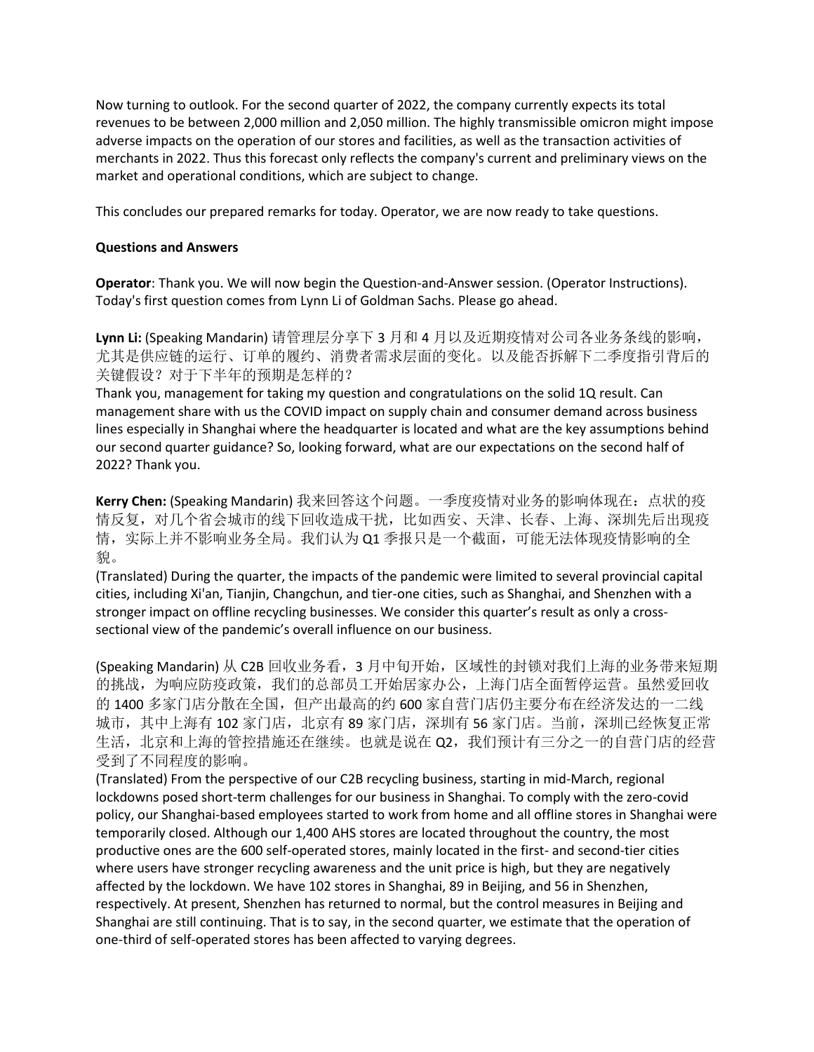Now turning to outlook. For the second quarter of 2022, the company currently expects its total revenues to be between 2,000 million and 2,050 million. The highly transmissible omicron might impose adverse impacts on the operation of our stores and facilities, as well as the transaction activities of merchants in 2022. Thus this forecast only reflects the company's current and preliminary views on the market and operational conditions, which are subject to change.

This concludes our prepared remarks for today. Operator, we are now ready to take questions.

**Questions and Answers**

**Operator**: Thank you. We will now begin the Question-and-Answer session. (Operator Instructions). Today's first question comes from Lynn Li of Goldman Sachs. Please go ahead.

**Lynn Li:** (Speaking Mandarin) 请管理层分享下 3 月和 4 月以及近期疫情对公司各业务条线的影响，尤其是供应链的运行、订单的履约、消费者需求层面的变化。以及能否拆解下二季度指引背后的关键假设？对于下半年的预期是怎样的？
Thank you, management for taking my question and congratulations on the solid 1Q result. Can management share with us the COVID impact on supply chain and consumer demand across business lines especially in Shanghai where the headquarter is located and what are the key assumptions behind our second quarter guidance? So, looking forward, what are our expectations on the second half of 2022? Thank you.

**Kerry Chen:** (Speaking Mandarin) 我来回答这个问题。一季度疫情对业务的影响体现在：点状的疫情反复，对几个省会城市的线下回收造成干扰，比如西安、天津、长春、上海、深圳先后出现疫情，实际上并不影响业务全局。我们认为 Q1 季报只是一个截面，可能无法体现疫情影响的全貌。
(Translated) During the quarter, the impacts of the pandemic were limited to several provincial capital cities, including Xi'an, Tianjin, Changchun, and tier-one cities, such as Shanghai, and Shenzhen with a stronger impact on offline recycling businesses. We consider this quarter's result as only a cross-sectional view of the pandemic's overall influence on our business.

(Speaking Mandarin) 从 C2B 回收业务看，3 月中旬开始，区域性的封锁对我们上海的业务带来短期的挑战，为响应防疫政策，我们的总部员工开始居家办公，上海门店全面暂停运营。虽然爱回收的 1400 多家门店分散在全国，但产出最高的约 600 家自营门店仍主要分布在经济发达的一二线城市，其中上海有 102 家门店，北京有 89 家门店，深圳有 56 家门店。当前，深圳已经恢复正常生活，北京和上海的管控措施还在继续。也就是说在 Q2，我们预计有三分之一的自营门店的经营受到了不同程度的影响。
(Translated) From the perspective of our C2B recycling business, starting in mid-March, regional lockdowns posed short-term challenges for our business in Shanghai. To comply with the zero-covid policy, our Shanghai-based employees started to work from home and all offline stores in Shanghai were temporarily closed. Although our 1,400 AHS stores are located throughout the country, the most productive ones are the 600 self-operated stores, mainly located in the first- and second-tier cities where users have stronger recycling awareness and the unit price is high, but they are negatively affected by the lockdown. We have 102 stores in Shanghai, 89 in Beijing, and 56 in Shenzhen, respectively. At present, Shenzhen has returned to normal, but the control measures in Beijing and Shanghai are still continuing. That is to say, in the second quarter, we estimate that the operation of one-third of self-operated stores has been affected to varying degrees.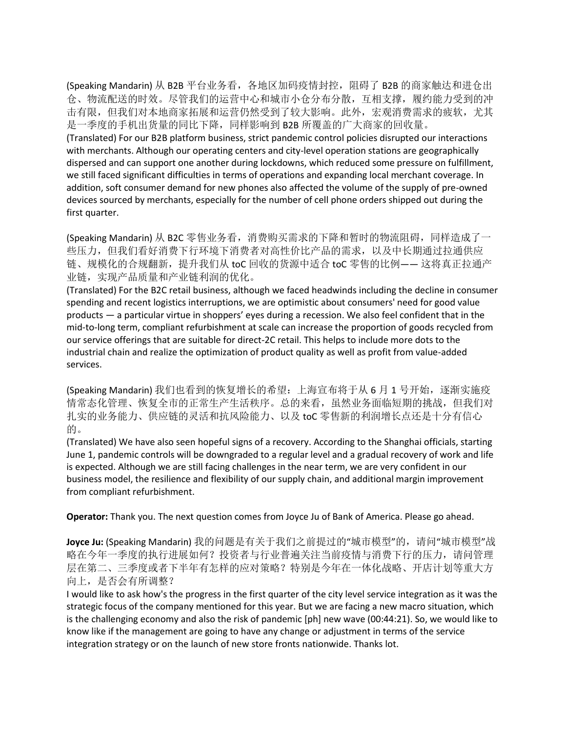(Speaking Mandarin) 从 B2B 平台业务看，各地区加码疫情封控，阻碍了 B2B 的商家触达和进仓出仓、物流配送的时效。尽管我们的运营中心和城市小仓分布分散，互相支撑，履约能力受到的冲击有限，但我们对本地商家拓展和运营仍然受到了较大影响。此外，宏观消费需求的疲软，尤其是一季度的手机出货量的同比下降，同样影响到 B2B 所覆盖的广大商家的回收量。
(Translated) For our B2B platform business, strict pandemic control policies disrupted our interactions with merchants. Although our operating centers and city-level operation stations are geographically dispersed and can support one another during lockdowns, which reduced some pressure on fulfillment, we still faced significant difficulties in terms of operations and expanding local merchant coverage. In addition, soft consumer demand for new phones also affected the volume of the supply of pre-owned devices sourced by merchants, especially for the number of cell phone orders shipped out during the first quarter.

(Speaking Mandarin) 从 B2C 零售业务看，消费购买需求的下降和暂时的物流阻碍，同样造成了一些压力，但我们看好消费下行环境下消费者对高性价比产品的需求，以及中长期通过拉通供应链、规模化的合规翻新，提升我们从 toC 回收的货源中适合 toC 零售的比例—— 这将真正拉通产业链，实现产品质量和产业链利润的优化。
(Translated) For the B2C retail business, although we faced headwinds including the decline in consumer spending and recent logistics interruptions, we are optimistic about consumers' need for good value products — a particular virtue in shoppers' eyes during a recession. We also feel confident that in the mid-to-long term, compliant refurbishment at scale can increase the proportion of goods recycled from our service offerings that are suitable for direct-2C retail. This helps to include more dots to the industrial chain and realize the optimization of product quality as well as profit from value-added services.

(Speaking Mandarin) 我们也看到的恢复增长的希望：上海宣布将于从 6 月 1 号开始，逐渐实施疫情常态化管理、恢复全市的正常生产生活秩序。总的来看，虽然业务面临短期的挑战，但我们对扎实的业务能力、供应链的灵活和抗风险能力、以及 toC 零售新的利润增长点还是十分有信心的。
(Translated) We have also seen hopeful signs of a recovery. According to the Shanghai officials, starting June 1, pandemic controls will be downgraded to a regular level and a gradual recovery of work and life is expected. Although we are still facing challenges in the near term, we are very confident in our business model, the resilience and flexibility of our supply chain, and additional margin improvement from compliant refurbishment.

**Operator:** Thank you. The next question comes from Joyce Ju of Bank of America. Please go ahead.

**Joyce Ju:** (Speaking Mandarin) 我的问题是有关于我们之前提过的“城市模型”的，请问“城市模型”战略在今年一季度的执行进展如何？投资者与行业普遍关注当前疫情与消费下行的压力，请问管理层在第二、三季度或者下半年有怎样的应对策略？特别是今年在一体化战略、开店计划等重大方向上，是否会有所调整？
I would like to ask how's the progress in the first quarter of the city level service integration as it was the strategic focus of the company mentioned for this year. But we are facing a new macro situation, which is the challenging economy and also the risk of pandemic [ph] new wave (00:44:21). So, we would like to know like if the management are going to have any change or adjustment in terms of the service integration strategy or on the launch of new store fronts nationwide. Thanks lot.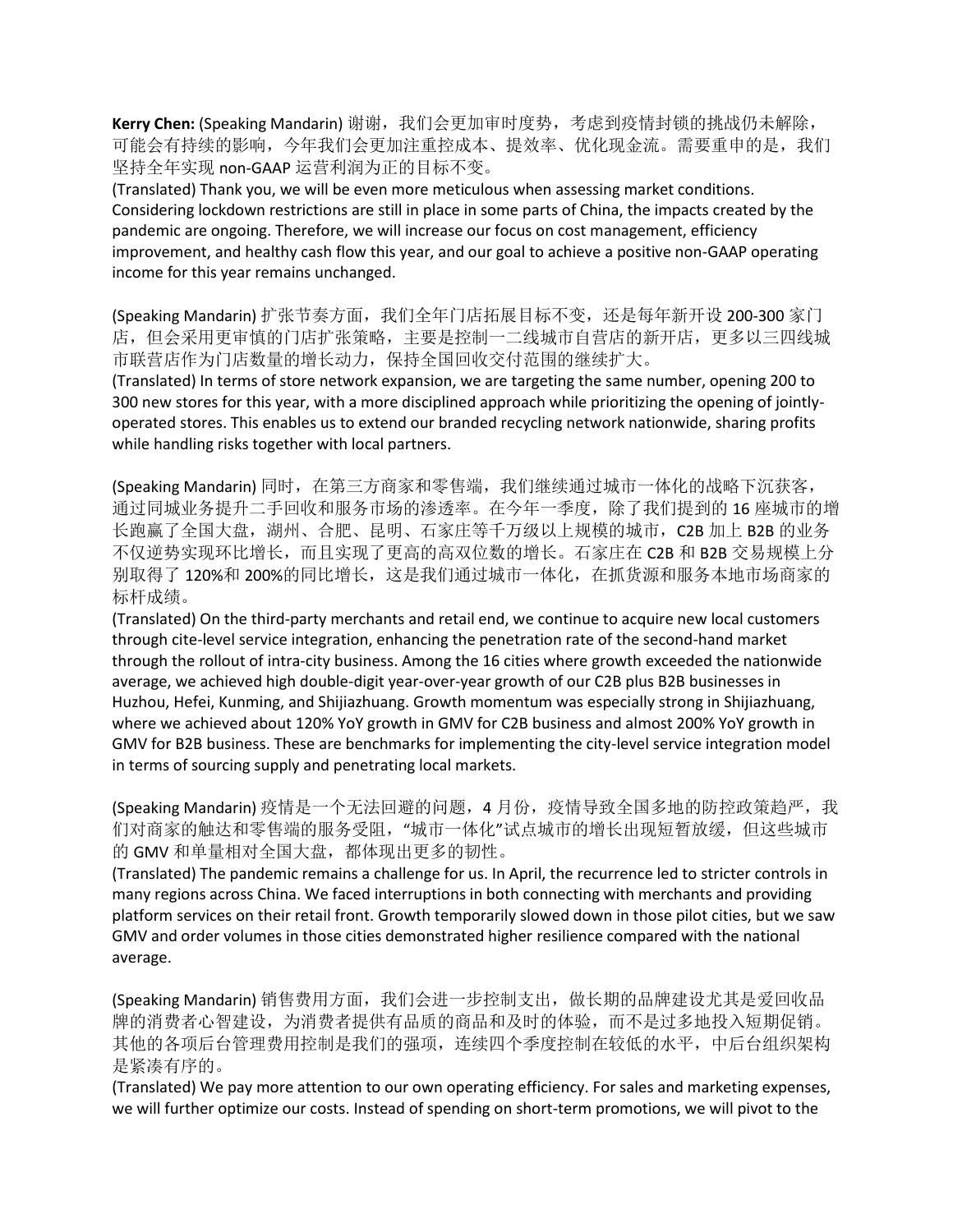**Kerry Chen:** (Speaking Mandarin) 谢谢，我们会更加审时度势，考虑到疫情封锁的挑战仍未解除，可能会有持续的影响，今年我们会更加注重控成本、提效率、优化现金流。需要重申的是，我们坚持全年实现 non-GAAP 运营利润为正的目标不变。
(Translated) Thank you, we will be even more meticulous when assessing market conditions. Considering lockdown restrictions are still in place in some parts of China, the impacts created by the pandemic are ongoing. Therefore, we will increase our focus on cost management, efficiency improvement, and healthy cash flow this year, and our goal to achieve a positive non-GAAP operating income for this year remains unchanged.

(Speaking Mandarin) 扩张节奏方面，我们全年门店拓展目标不变，还是每年新开设 200-300 家门店，但会采用更审慎的门店扩张策略，主要是控制一二线城市自营店的新开店，更多以三四线城市联营店作为门店数量的增长动力，保持全国回收交付范围的继续扩大。
(Translated) In terms of store network expansion, we are targeting the same number, opening 200 to 300 new stores for this year, with a more disciplined approach while prioritizing the opening of jointly-operated stores. This enables us to extend our branded recycling network nationwide, sharing profits while handling risks together with local partners.

(Speaking Mandarin) 同时，在第三方商家和零售端，我们继续通过城市一体化的战略下沉获客，通过同城业务提升二手回收和服务市场的渗透率。在今年一季度，除了我们提到的 16 座城市的增长跑赢了全国大盘，湖州、合肥、昆明、石家庄等千万级以上规模的城市，C2B 加上 B2B 的业务不仅逆势实现环比增长，而且实现了更高的高双位数的增长。石家庄在 C2B 和 B2B 交易规模上分别取得了 120%和 200%的同比增长，这是我们通过城市一体化，在抓货源和服务本地市场商家的标杆成绩。
(Translated) On the third-party merchants and retail end, we continue to acquire new local customers through cite-level service integration, enhancing the penetration rate of the second-hand market through the rollout of intra-city business. Among the 16 cities where growth exceeded the nationwide average, we achieved high double-digit year-over-year growth of our C2B plus B2B businesses in Huzhou, Hefei, Kunming, and Shijiazhuang. Growth momentum was especially strong in Shijiazhuang, where we achieved about 120% YoY growth in GMV for C2B business and almost 200% YoY growth in GMV for B2B business. These are benchmarks for implementing the city-level service integration model in terms of sourcing supply and penetrating local markets.

(Speaking Mandarin) 疫情是一个无法回避的问题，4 月份，疫情导致全国多地的防控政策趋严，我们对商家的触达和零售端的服务受阻，"城市一体化"试点城市的增长出现短暂放缓，但这些城市的 GMV 和单量相对全国大盘，都体现出更多的韧性。
(Translated) The pandemic remains a challenge for us. In April, the recurrence led to stricter controls in many regions across China. We faced interruptions in both connecting with merchants and providing platform services on their retail front. Growth temporarily slowed down in those pilot cities, but we saw GMV and order volumes in those cities demonstrated higher resilience compared with the national average.

(Speaking Mandarin) 销售费用方面，我们会进一步控制支出，做长期的品牌建设尤其是爱回收品牌的消费者心智建设，为消费者提供有品质的商品和及时的体验，而不是过多地投入短期促销。其他的各项后台管理费用控制是我们的强项，连续四个季度控制在较低的水平，中后台组织架构是紧凑有序的。
(Translated) We pay more attention to our own operating efficiency. For sales and marketing expenses, we will further optimize our costs. Instead of spending on short-term promotions, we will pivot to the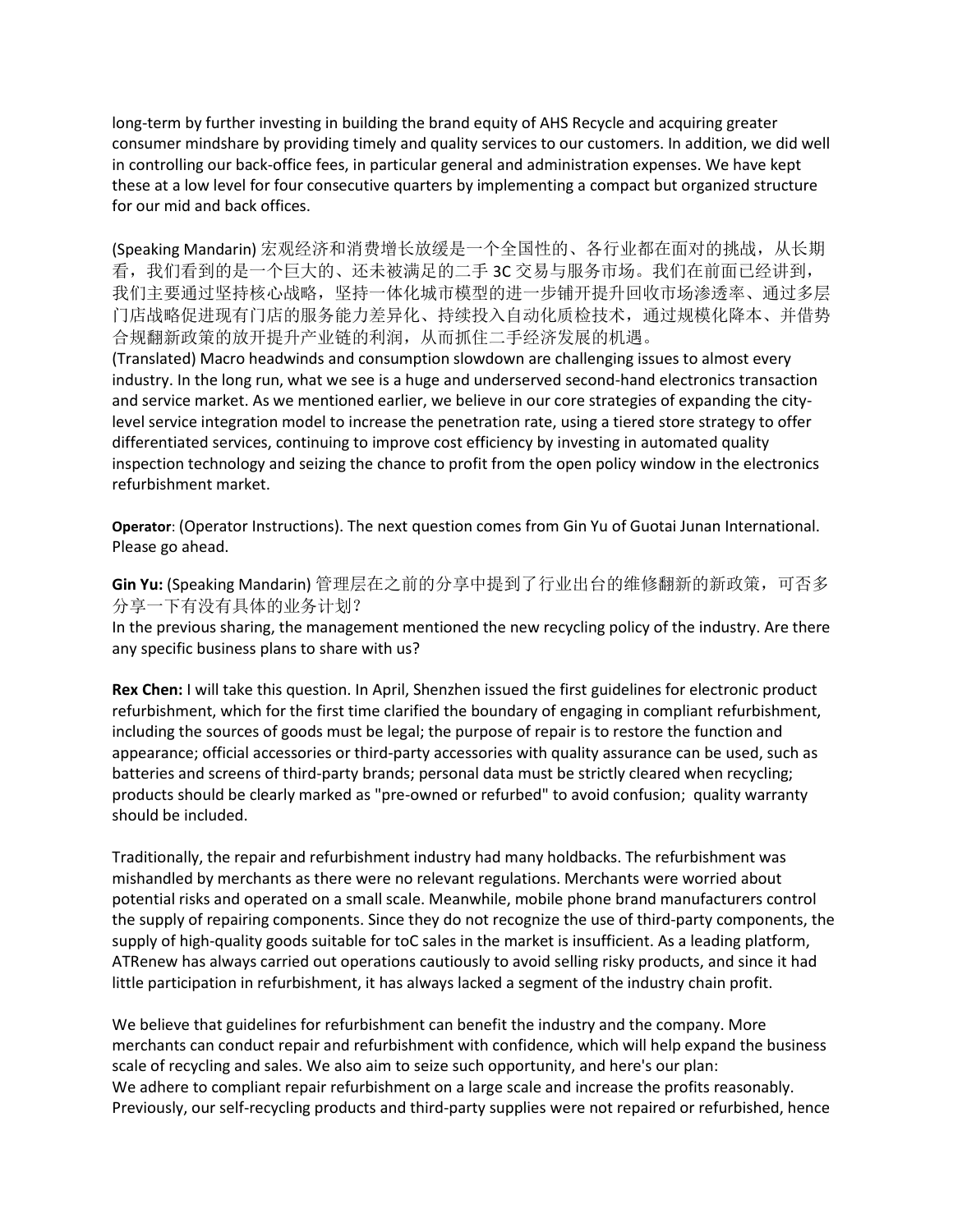long-term by further investing in building the brand equity of AHS Recycle and acquiring greater consumer mindshare by providing timely and quality services to our customers. In addition, we did well in controlling our back-office fees, in particular general and administration expenses. We have kept these at a low level for four consecutive quarters by implementing a compact but organized structure for our mid and back offices.

(Speaking Mandarin) 宏观经济和消费增长放缓是一个全国性的、各行业都在面对的挑战，从长期看，我们看到的是一个巨大的、还未被满足的二手 3C 交易与服务市场。我们在前面已经讲到，我们主要通过坚持核心战略，坚持一体化城市模型的进一步铺开提升回收市场渗透率、通过多层门店战略促进现有门店的服务能力差异化、持续投入自动化质检技术，通过规模化降本、并借势合规翻新政策的放开提升产业链的利润，从而抓住二手经济发展的机遇。
(Translated) Macro headwinds and consumption slowdown are challenging issues to almost every industry. In the long run, what we see is a huge and underserved second-hand electronics transaction and service market. As we mentioned earlier, we believe in our core strategies of expanding the city-level service integration model to increase the penetration rate, using a tiered store strategy to offer differentiated services, continuing to improve cost efficiency by investing in automated quality inspection technology and seizing the chance to profit from the open policy window in the electronics refurbishment market.

**Operator**: (Operator Instructions). The next question comes from Gin Yu of Guotai Junan International. Please go ahead.

**Gin Yu:** (Speaking Mandarin) 管理层在之前的分享中提到了行业出台的维修翻新的新政策，可否多分享一下有没有具体的业务计划？
In the previous sharing, the management mentioned the new recycling policy of the industry. Are there any specific business plans to share with us?

**Rex Chen:** I will take this question. In April, Shenzhen issued the first guidelines for electronic product refurbishment, which for the first time clarified the boundary of engaging in compliant refurbishment, including the sources of goods must be legal; the purpose of repair is to restore the function and appearance; official accessories or third-party accessories with quality assurance can be used, such as batteries and screens of third-party brands; personal data must be strictly cleared when recycling; products should be clearly marked as "pre-owned or refurbed" to avoid confusion; quality warranty should be included.

Traditionally, the repair and refurbishment industry had many holdbacks. The refurbishment was mishandled by merchants as there were no relevant regulations. Merchants were worried about potential risks and operated on a small scale. Meanwhile, mobile phone brand manufacturers control the supply of repairing components. Since they do not recognize the use of third-party components, the supply of high-quality goods suitable for toC sales in the market is insufficient. As a leading platform, ATRenew has always carried out operations cautiously to avoid selling risky products, and since it had little participation in refurbishment, it has always lacked a segment of the industry chain profit.

We believe that guidelines for refurbishment can benefit the industry and the company. More merchants can conduct repair and refurbishment with confidence, which will help expand the business scale of recycling and sales. We also aim to seize such opportunity, and here's our plan:
We adhere to compliant repair refurbishment on a large scale and increase the profits reasonably. Previously, our self-recycling products and third-party supplies were not repaired or refurbished, hence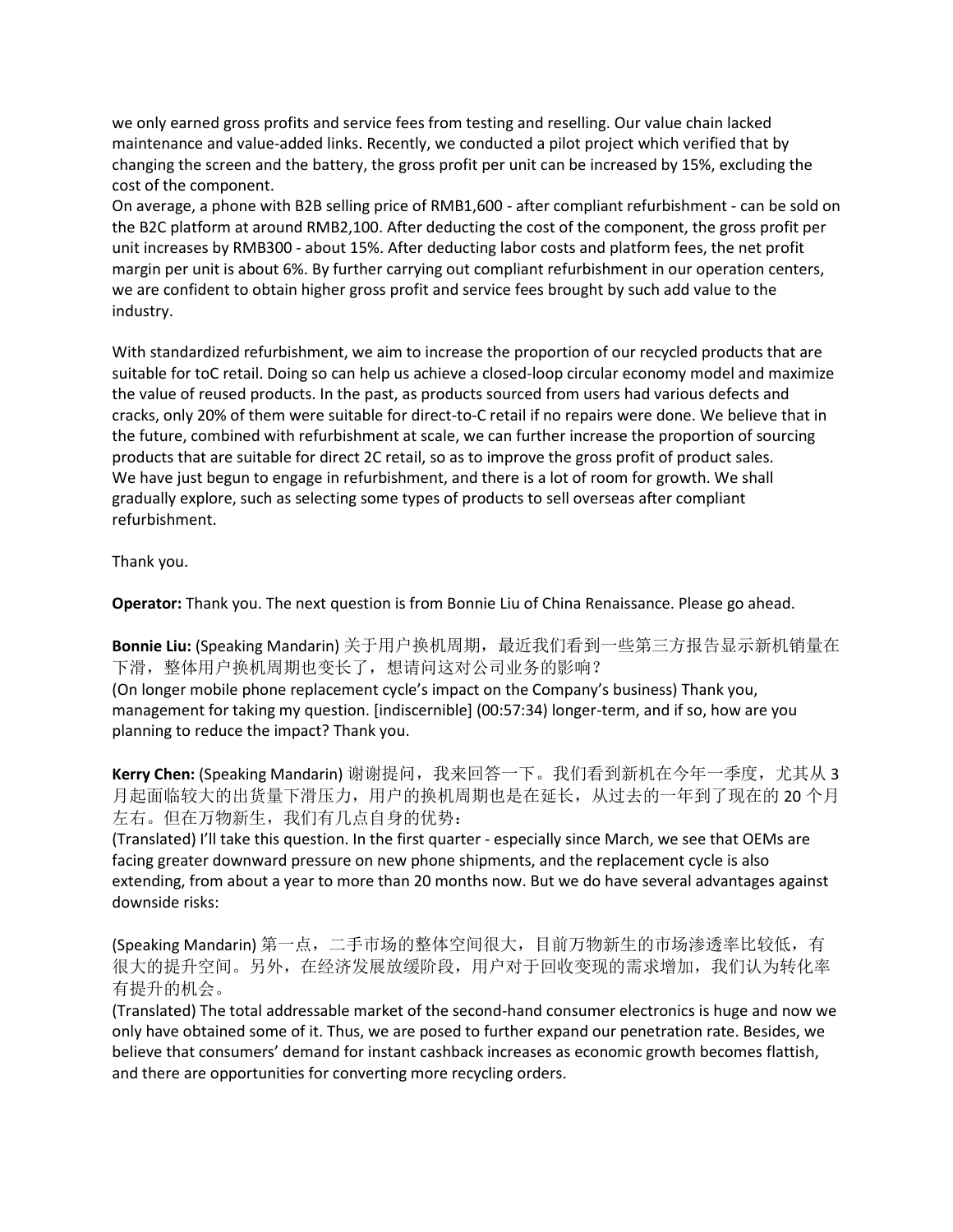we only earned gross profits and service fees from testing and reselling. Our value chain lacked maintenance and value-added links. Recently, we conducted a pilot project which verified that by changing the screen and the battery, the gross profit per unit can be increased by 15%, excluding the cost of the component.
On average, a phone with B2B selling price of RMB1,600 - after compliant refurbishment - can be sold on the B2C platform at around RMB2,100. After deducting the cost of the component, the gross profit per unit increases by RMB300 - about 15%. After deducting labor costs and platform fees, the net profit margin per unit is about 6%. By further carrying out compliant refurbishment in our operation centers, we are confident to obtain higher gross profit and service fees brought by such add value to the industry.

With standardized refurbishment, we aim to increase the proportion of our recycled products that are suitable for toC retail. Doing so can help us achieve a closed-loop circular economy model and maximize the value of reused products. In the past, as products sourced from users had various defects and cracks, only 20% of them were suitable for direct-to-C retail if no repairs were done. We believe that in the future, combined with refurbishment at scale, we can further increase the proportion of sourcing products that are suitable for direct 2C retail, so as to improve the gross profit of product sales.
We have just begun to engage in refurbishment, and there is a lot of room for growth. We shall gradually explore, such as selecting some types of products to sell overseas after compliant refurbishment.

Thank you.

**Operator:** Thank you. The next question is from Bonnie Liu of China Renaissance. Please go ahead.

**Bonnie Liu:** (Speaking Mandarin) 关于用户换机周期，最近我们看到一些第三方报告显示新机销量在下滑，整体用户换机周期也变长了，想请问这对公司业务的影响？
(On longer mobile phone replacement cycle's impact on the Company's business) Thank you, management for taking my question. [indiscernible] (00:57:34) longer-term, and if so, how are you planning to reduce the impact? Thank you.

**Kerry Chen:** (Speaking Mandarin) 谢谢提问，我来回答一下。我们看到新机在今年一季度，尤其从 3 月起面临较大的出货量下滑压力，用户的换机周期也是在延长，从过去的一年到了现在的 20 个月左右。但在万物新生，我们有几点自身的优势：
(Translated) I'll take this question. In the first quarter - especially since March, we see that OEMs are facing greater downward pressure on new phone shipments, and the replacement cycle is also extending, from about a year to more than 20 months now. But we do have several advantages against downside risks:

(Speaking Mandarin) 第一点，二手市场的整体空间很大，目前万物新生的市场渗透率比较低，有很大的提升空间。另外，在经济发展放缓阶段，用户对于回收变现的需求增加，我们认为转化率有提升的机会。
(Translated) The total addressable market of the second-hand consumer electronics is huge and now we only have obtained some of it. Thus, we are posed to further expand our penetration rate. Besides, we believe that consumers' demand for instant cashback increases as economic growth becomes flattish, and there are opportunities for converting more recycling orders.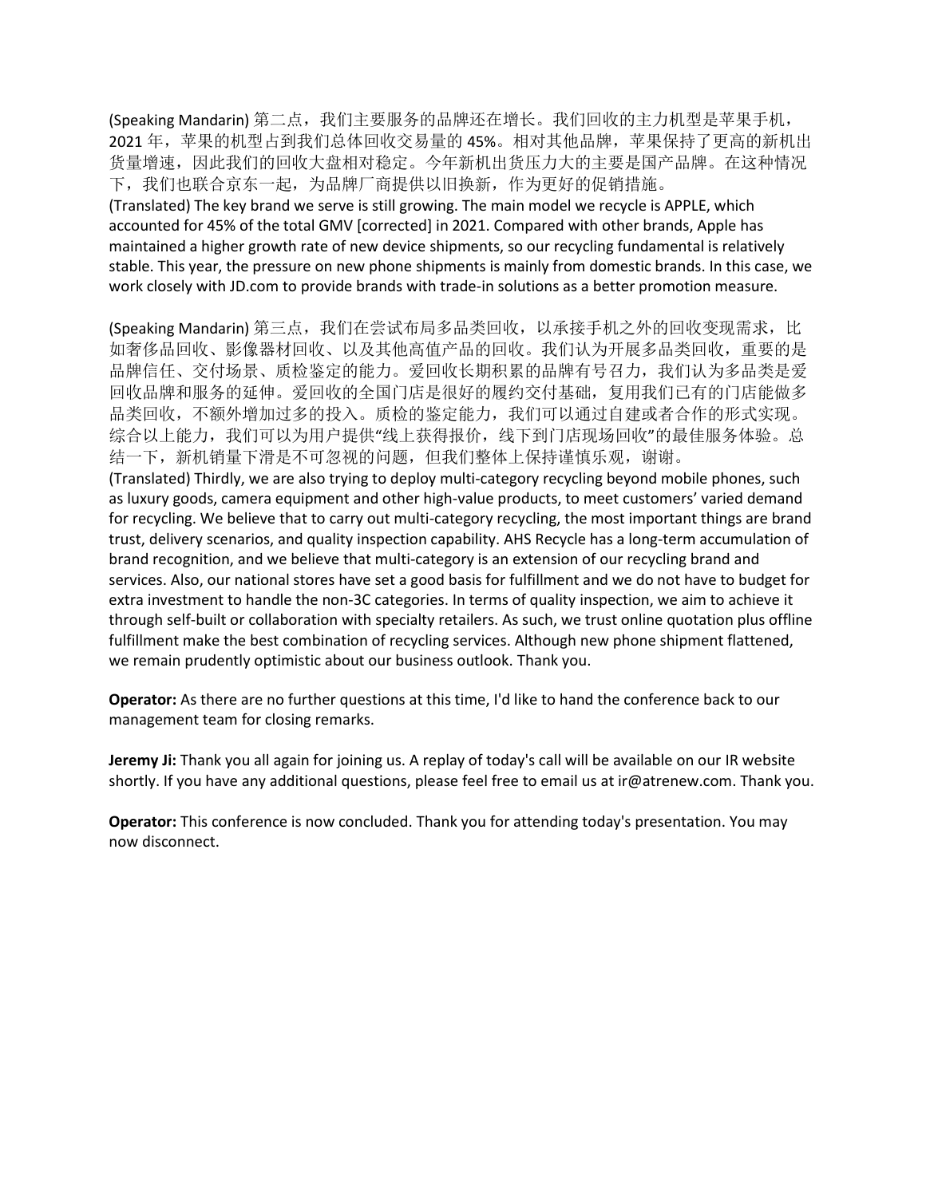(Speaking Mandarin) 第二点，我们主要服务的品牌还在增长。我们回收的主力机型是苹果手机，2021 年，苹果的机型占到我们总体回收交易量的 45%。相对其他品牌，苹果保持了更高的新机出货量增速，因此我们的回收大盘相对稳定。今年新机出货压力大的主要是国产品牌。在这种情况下，我们也联合京东一起，为品牌厂商提供以旧换新，作为更好的促销措施。
(Translated) The key brand we serve is still growing. The main model we recycle is APPLE, which accounted for 45% of the total GMV [corrected] in 2021. Compared with other brands, Apple has maintained a higher growth rate of new device shipments, so our recycling fundamental is relatively stable. This year, the pressure on new phone shipments is mainly from domestic brands. In this case, we work closely with JD.com to provide brands with trade-in solutions as a better promotion measure.

(Speaking Mandarin) 第三点，我们在尝试布局多品类回收，以承接手机之外的回收变现需求，比如奢侈品回收、影像器材回收、以及其他高值产品的回收。我们认为开展多品类回收，重要的是品牌信任、交付场景、质检鉴定的能力。爱回收长期积累的品牌有号召力，我们认为多品类是爱回收品牌和服务的延伸。爱回收的全国门店是很好的履约交付基础，复用我们已有的门店能做多品类回收，不额外增加过多的投入。质检的鉴定能力，我们可以通过自建或者合作的形式实现。综合以上能力，我们可以为用户提供"线上获得报价，线下到门店现场回收"的最佳服务体验。总结一下，新机销量下滑是不可忽视的问题，但我们整体上保持谨慎乐观，谢谢。
(Translated) Thirdly, we are also trying to deploy multi-category recycling beyond mobile phones, such as luxury goods, camera equipment and other high-value products, to meet customers' varied demand for recycling. We believe that to carry out multi-category recycling, the most important things are brand trust, delivery scenarios, and quality inspection capability. AHS Recycle has a long-term accumulation of brand recognition, and we believe that multi-category is an extension of our recycling brand and services. Also, our national stores have set a good basis for fulfillment and we do not have to budget for extra investment to handle the non-3C categories. In terms of quality inspection, we aim to achieve it through self-built or collaboration with specialty retailers. As such, we trust online quotation plus offline fulfillment make the best combination of recycling services. Although new phone shipment flattened, we remain prudently optimistic about our business outlook. Thank you.

**Operator:** As there are no further questions at this time, I'd like to hand the conference back to our management team for closing remarks.

**Jeremy Ji:** Thank you all again for joining us. A replay of today's call will be available on our IR website shortly. If you have any additional questions, please feel free to email us at ir@atrenew.com. Thank you.

**Operator:** This conference is now concluded. Thank you for attending today's presentation. You may now disconnect.